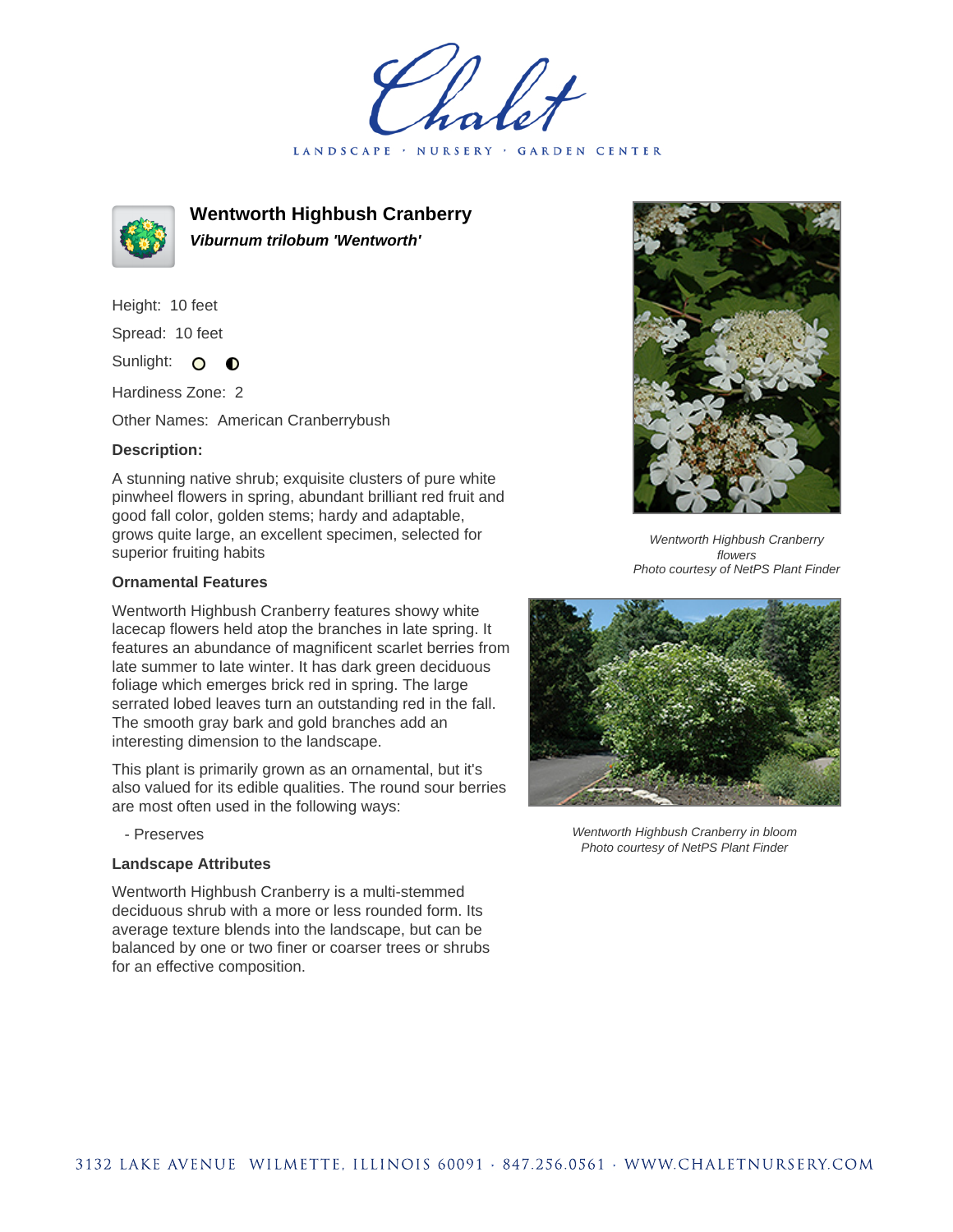Chalet

LANDSCAPE · NURSERY · GARDEN CENTER

# Wentworth Highbush Cranberry

***Viburnum trilobum 'Wentworth'***

Height: 10 feet

Spread: 10 feet

Sunlight:

Hardiness Zone: 2

Other Names: American Cranberrybush

**Description:**

A stunning native shrub; exquisite clusters of pure white pinwheel flowers in spring, abundant brilliant red fruit and good fall color, golden stems; hardy and adaptable, grows quite large, an excellent specimen, selected for superior fruiting habits

*Wentworth Highbush Cranberry flowers*
*Photo courtesy of NetPS Plant Finder*

**Ornamental Features**

Wentworth Highbush Cranberry features showy white lacecap flowers held atop the branches in late spring. It features an abundance of magnificent scarlet berries from late summer to late winter. It has dark green deciduous foliage which emerges brick red in spring. The large serrated lobed leaves turn an outstanding red in the fall. The smooth gray bark and gold branches add an interesting dimension to the landscape.

This plant is primarily grown as an ornamental, but it's also valued for its edible qualities. The round sour berries are most often used in the following ways:

- Preserves

*Wentworth Highbush Cranberry in bloom*
*Photo courtesy of NetPS Plant Finder*

**Landscape Attributes**

Wentworth Highbush Cranberry is a multi-stemmed deciduous shrub with a more or less rounded form. Its average texture blends into the landscape, but can be balanced by one or two finer or coarser trees or shrubs for an effective composition.

3132 LAKE AVENUE WILMETTE, ILLINOIS 60091 · 847.256.0561 · WWW.CHALETNURSERY.COM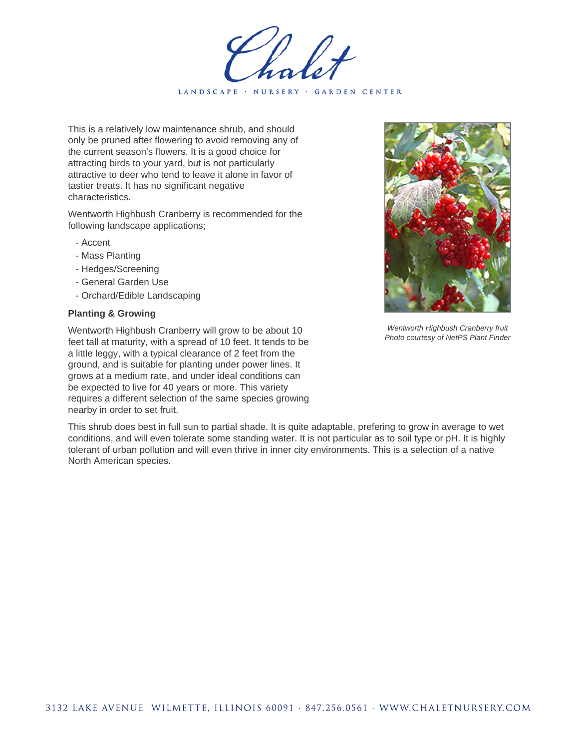This is a relatively low maintenance shrub, and should only be pruned after flowering to avoid removing any of the current season's flowers. It is a good choice for attracting birds to your yard, but is not particularly attractive to deer who tend to leave it alone in favor of tastier treats. It has no significant negative characteristics.

Wentworth Highbush Cranberry is recommended for the following landscape applications;

- Accent
- Mass Planting
- Hedges/Screening
- General Garden Use
- Orchard/Edible Landscaping

*Wentworth Highbush Cranberry fruit*
*Photo courtesy of NetPS Plant Finder*

**Planting & Growing**

Wentworth Highbush Cranberry will grow to be about 10 feet tall at maturity, with a spread of 10 feet. It tends to be a little leggy, with a typical clearance of 2 feet from the ground, and is suitable for planting under power lines. It grows at a medium rate, and under ideal conditions can be expected to live for 40 years or more. This variety requires a different selection of the same species growing nearby in order to set fruit.

This shrub does best in full sun to partial shade. It is quite adaptable, prefering to grow in average to wet conditions, and will even tolerate some standing water. It is not particular as to soil type or pH. It is highly tolerant of urban pollution and will even thrive in inner city environments. This is a selection of a native North American species.